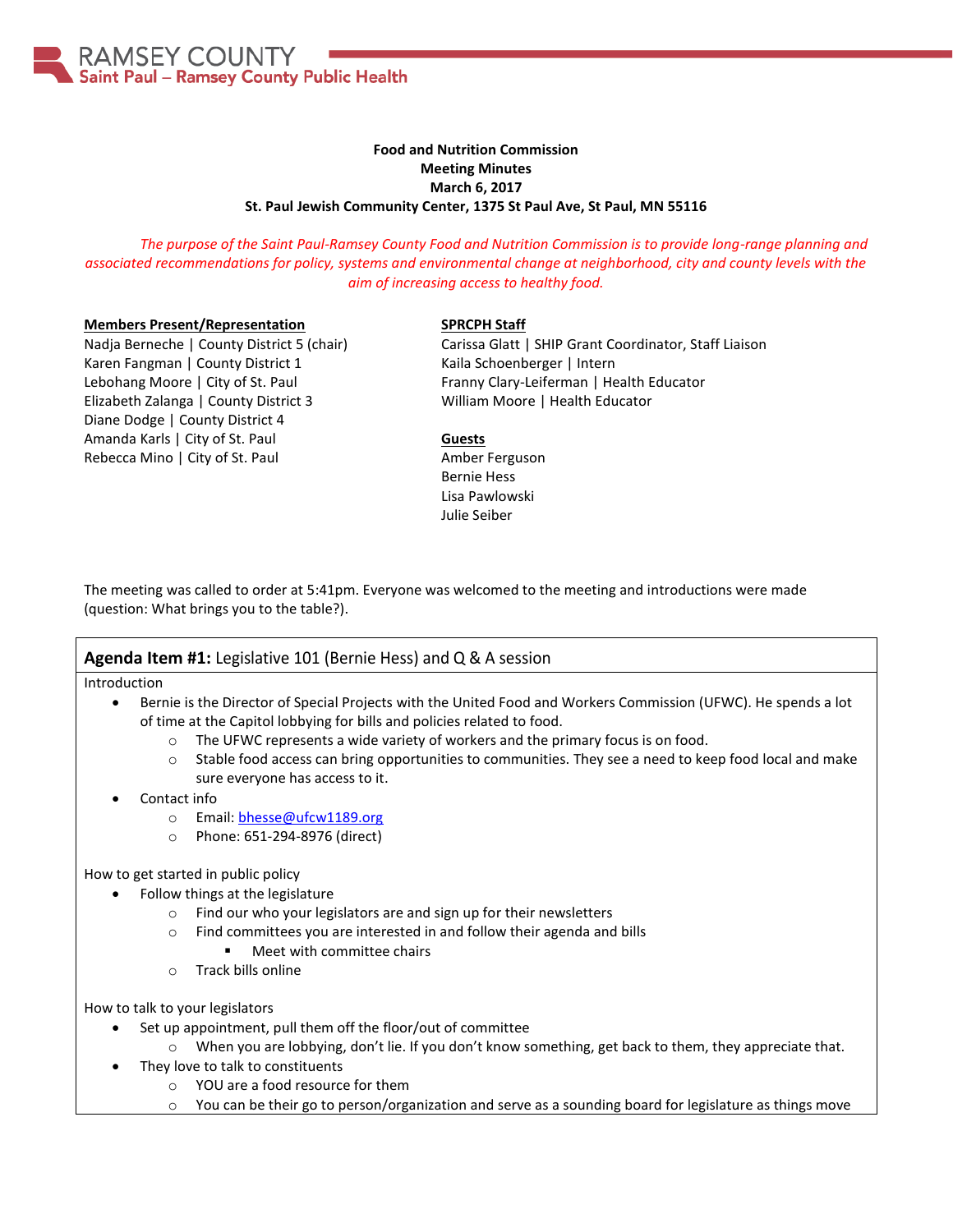RAMSEY COUNTY
Saint Paul – Ramsey County Public Health

**Food and Nutrition Commission**
**Meeting Minutes**
**March 6, 2017**
**St. Paul Jewish Community Center, 1375 St Paul Ave, St Paul, MN 55116**

*The purpose of the Saint Paul-Ramsey County Food and Nutrition Commission is to provide long-range planning and associated recommendations for policy, systems and environmental change at neighborhood, city and county levels with the aim of increasing access to healthy food.*

**Members Present/Representation**

Nadja Berneche | County District 5 (chair)
Karen Fangman | County District 1
Lebohang Moore | City of St. Paul
Elizabeth Zalanga | County District 3
Diane Dodge | County District 4
Amanda Karls | City of St. Paul
Rebecca Mino | City of St. Paul

**SPRCPH Staff**

Carissa Glatt | SHIP Grant Coordinator, Staff Liaison
Kaila Schoenberger | Intern
Franny Clary-Leiferman | Health Educator
William Moore | Health Educator

**Guests**

Amber Ferguson
Bernie Hess
Lisa Pawlowski
Julie Seiber

The meeting was called to order at 5:41pm. Everyone was welcomed to the meeting and introductions were made (question: What brings you to the table?).

## Agenda Item #1: Legislative 101 (Bernie Hess) and Q & A session

Introduction

- Bernie is the Director of Special Projects with the United Food and Workers Commission (UFWC). He spends a lot of time at the Capitol lobbying for bills and policies related to food.
  - The UFWC represents a wide variety of workers and the primary focus is on food.
  - Stable food access can bring opportunities to communities. They see a need to keep food local and make sure everyone has access to it.
- Contact info
  - Email: bhesse@ufcw1189.org
  - Phone: 651-294-8976 (direct)

How to get started in public policy

- Follow things at the legislature
  - Find our who your legislators are and sign up for their newsletters
  - Find committees you are interested in and follow their agenda and bills
    - Meet with committee chairs
  - Track bills online

How to talk to your legislators

- Set up appointment, pull them off the floor/out of committee
  - When you are lobbying, don't lie. If you don't know something, get back to them, they appreciate that.
- They love to talk to constituents
  - YOU are a food resource for them
  - You can be their go to person/organization and serve as a sounding board for legislature as things move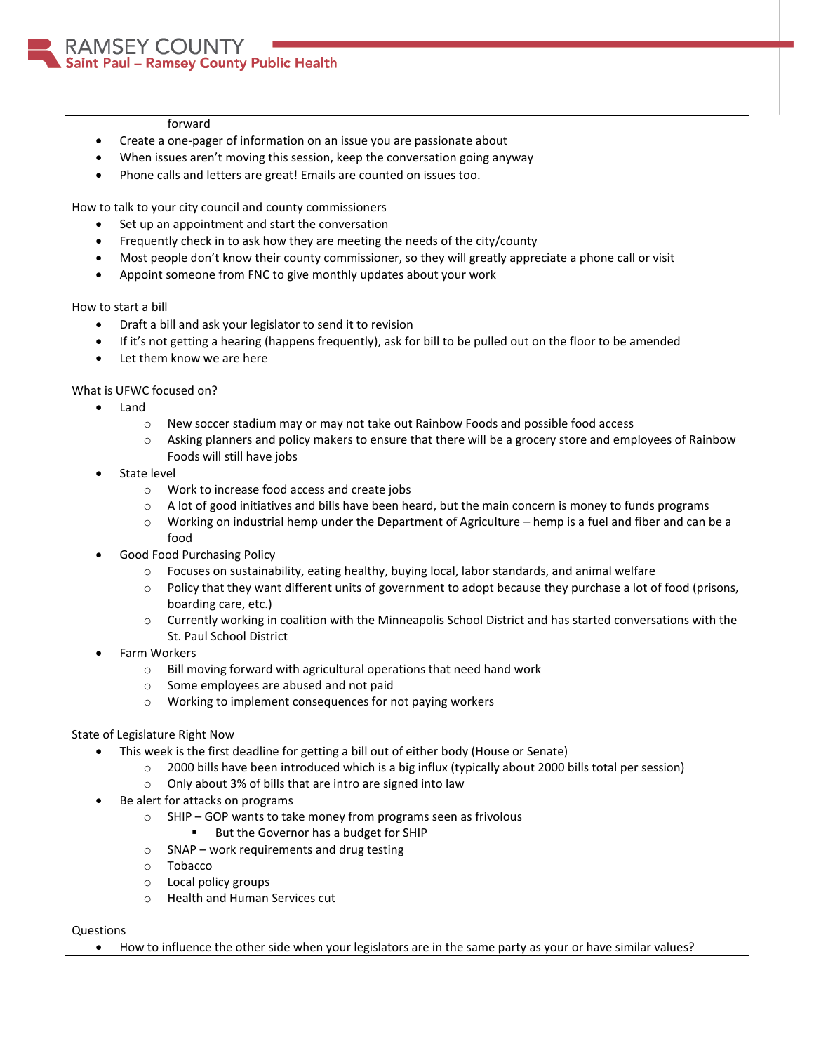forward

- Create a one-pager of information on an issue you are passionate about
- When issues aren't moving this session, keep the conversation going anyway
- Phone calls and letters are great! Emails are counted on issues too.

How to talk to your city council and county commissioners

- Set up an appointment and start the conversation
- Frequently check in to ask how they are meeting the needs of the city/county
- Most people don't know their county commissioner, so they will greatly appreciate a phone call or visit
- Appoint someone from FNC to give monthly updates about your work

How to start a bill

- Draft a bill and ask your legislator to send it to revision
- If it's not getting a hearing (happens frequently), ask for bill to be pulled out on the floor to be amended
- Let them know we are here

What is UFWC focused on?

- Land
  - New soccer stadium may or may not take out Rainbow Foods and possible food access
  - Asking planners and policy makers to ensure that there will be a grocery store and employees of Rainbow Foods will still have jobs
- State level
  - Work to increase food access and create jobs
  - A lot of good initiatives and bills have been heard, but the main concern is money to funds programs
  - Working on industrial hemp under the Department of Agriculture – hemp is a fuel and fiber and can be a food
- Good Food Purchasing Policy
  - Focuses on sustainability, eating healthy, buying local, labor standards, and animal welfare
  - Policy that they want different units of government to adopt because they purchase a lot of food (prisons, boarding care, etc.)
  - Currently working in coalition with the Minneapolis School District and has started conversations with the St. Paul School District
- Farm Workers
  - Bill moving forward with agricultural operations that need hand work
  - Some employees are abused and not paid
  - Working to implement consequences for not paying workers

State of Legislature Right Now

- This week is the first deadline for getting a bill out of either body (House or Senate)
  - 2000 bills have been introduced which is a big influx (typically about 2000 bills total per session)
  - Only about 3% of bills that are intro are signed into law
- Be alert for attacks on programs
  - SHIP – GOP wants to take money from programs seen as frivolous
    - But the Governor has a budget for SHIP
  - SNAP – work requirements and drug testing
  - Tobacco
  - Local policy groups
  - Health and Human Services cut

Questions

- How to influence the other side when your legislators are in the same party as your or have similar values?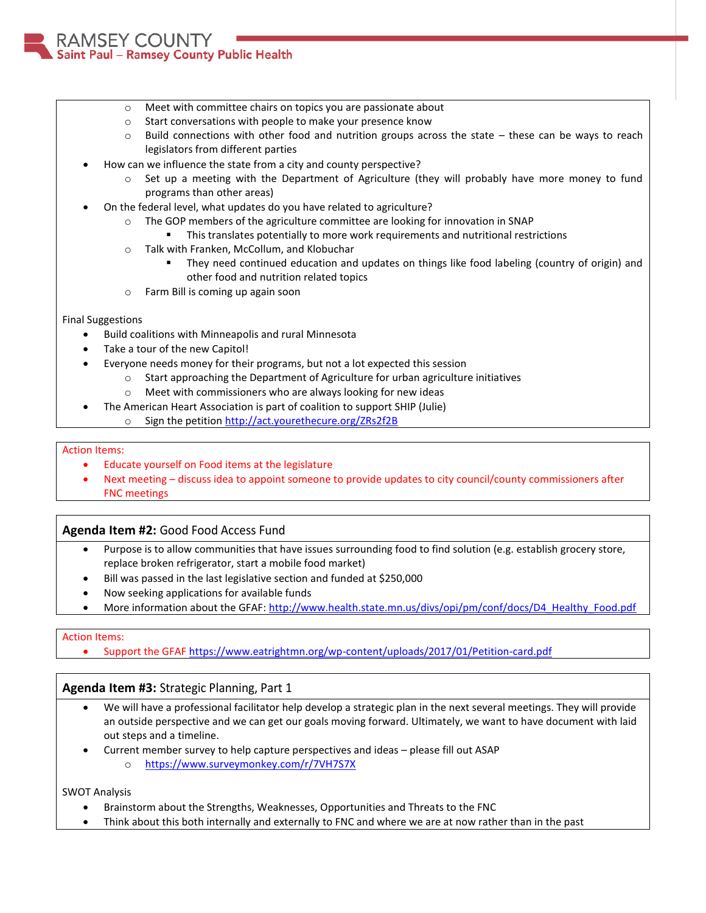- Meet with committee chairs on topics you are passionate about
    - Start conversations with people to make your presence know
    - Build connections with other food and nutrition groups across the state – these can be ways to reach legislators from different parties
- How can we influence the state from a city and county perspective?
    - Set up a meeting with the Department of Agriculture (they will probably have more money to fund programs than other areas)
- On the federal level, what updates do you have related to agriculture?
    - The GOP members of the agriculture committee are looking for innovation in SNAP
        - This translates potentially to more work requirements and nutritional restrictions
    - Talk with Franken, McCollum, and Klobuchar
        - They need continued education and updates on things like food labeling (country of origin) and other food and nutrition related topics
    - Farm Bill is coming up again soon

Final Suggestions

- Build coalitions with Minneapolis and rural Minnesota
- Take a tour of the new Capitol!
- Everyone needs money for their programs, but not a lot expected this session
    - Start approaching the Department of Agriculture for urban agriculture initiatives
    - Meet with commissioners who are always looking for new ideas
- The American Heart Association is part of coalition to support SHIP (Julie)
    - Sign the petition http://act.yourethecure.org/ZRs2f2B

Action Items:

- Educate yourself on Food items at the legislature
- Next meeting – discuss idea to appoint someone to provide updates to city council/county commissioners after FNC meetings

**Agenda Item #2:** Good Food Access Fund

- Purpose is to allow communities that have issues surrounding food to find solution (e.g. establish grocery store, replace broken refrigerator, start a mobile food market)
- Bill was passed in the last legislative section and funded at $250,000
- Now seeking applications for available funds
- More information about the GFAF: http://www.health.state.mn.us/divs/opi/pm/conf/docs/D4_Healthy_Food.pdf

Action Items:

- Support the GFAF https://www.eatrightmn.org/wp-content/uploads/2017/01/Petition-card.pdf

**Agenda Item #3:** Strategic Planning, Part 1

- We will have a professional facilitator help develop a strategic plan in the next several meetings. They will provide an outside perspective and we can get our goals moving forward. Ultimately, we want to have document with laid out steps and a timeline.
- Current member survey to help capture perspectives and ideas – please fill out ASAP
    - https://www.surveymonkey.com/r/7VH7S7X

SWOT Analysis

- Brainstorm about the Strengths, Weaknesses, Opportunities and Threats to the FNC
- Think about this both internally and externally to FNC and where we are at now rather than in the past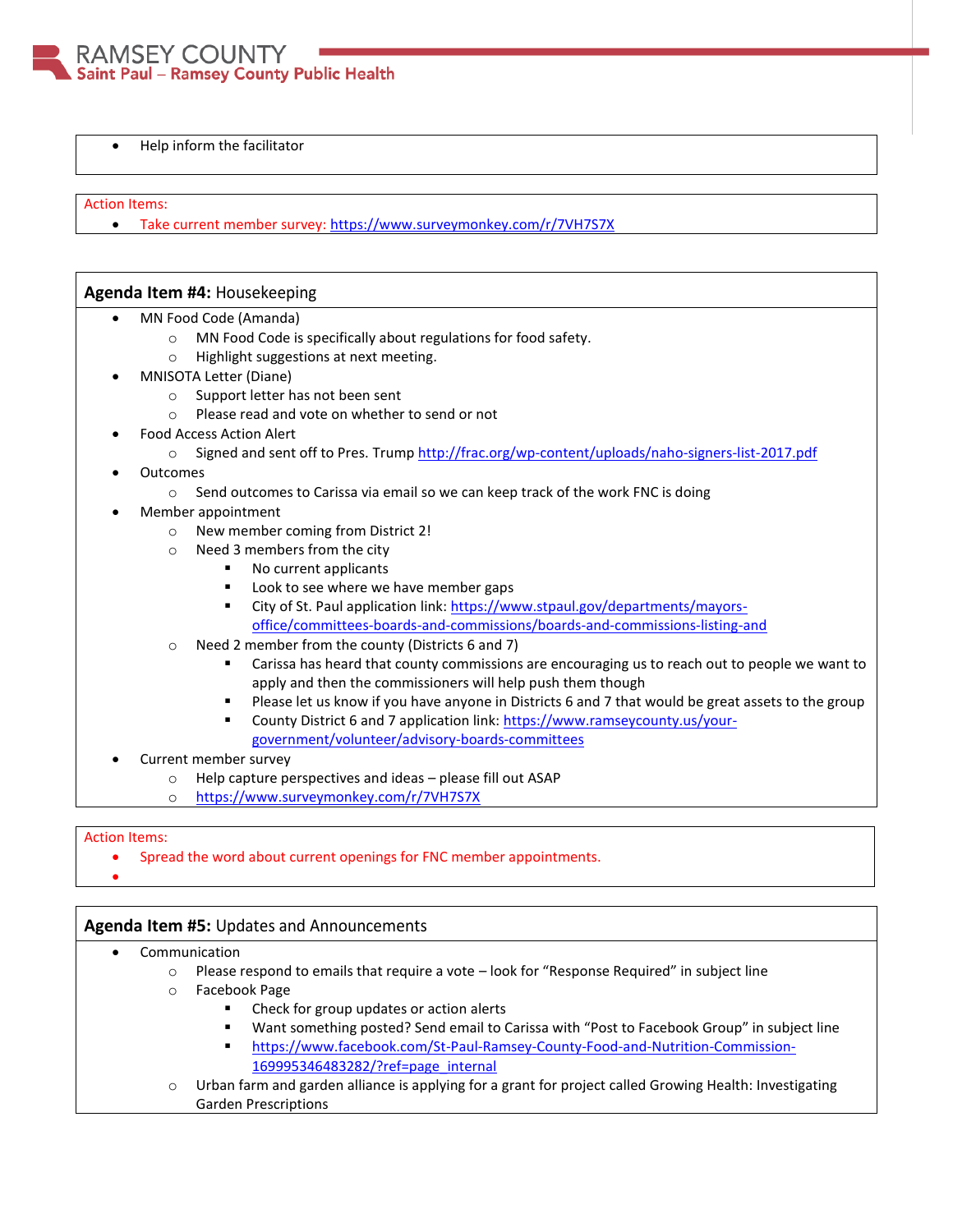- Help inform the facilitator

Action Items:

- Take current member survey: https://www.surveymonkey.com/r/7VH7S7X

**Agenda Item #4:** Housekeeping

- MN Food Code (Amanda)
  - MN Food Code is specifically about regulations for food safety.
  - Highlight suggestions at next meeting.
- MNISOTA Letter (Diane)
  - Support letter has not been sent
  - Please read and vote on whether to send or not
- Food Access Action Alert
  - Signed and sent off to Pres. Trump http://frac.org/wp-content/uploads/naho-signers-list-2017.pdf
- Outcomes
  - Send outcomes to Carissa via email so we can keep track of the work FNC is doing
- Member appointment
  - New member coming from District 2!
  - Need 3 members from the city
    - No current applicants
    - Look to see where we have member gaps
    - City of St. Paul application link: https://www.stpaul.gov/departments/mayors-office/committees-boards-and-commissions/boards-and-commissions-listing-and
  - Need 2 member from the county (Districts 6 and 7)
    - Carissa has heard that county commissions are encouraging us to reach out to people we want to apply and then the commissioners will help push them though
    - Please let us know if you have anyone in Districts 6 and 7 that would be great assets to the group
    - County District 6 and 7 application link: https://www.ramseycounty.us/your-government/volunteer/advisory-boards-committees
- Current member survey
  - Help capture perspectives and ideas – please fill out ASAP
  - https://www.surveymonkey.com/r/7VH7S7X

Action Items:

- Spread the word about current openings for FNC member appointments.
-

**Agenda Item #5:** Updates and Announcements

- Communication
  - Please respond to emails that require a vote – look for "Response Required" in subject line
  - Facebook Page
    - Check for group updates or action alerts
    - Want something posted? Send email to Carissa with "Post to Facebook Group" in subject line
    - https://www.facebook.com/St-Paul-Ramsey-County-Food-and-Nutrition-Commission-169995346483282/?ref=page_internal
  - Urban farm and garden alliance is applying for a grant for project called Growing Health: Investigating Garden Prescriptions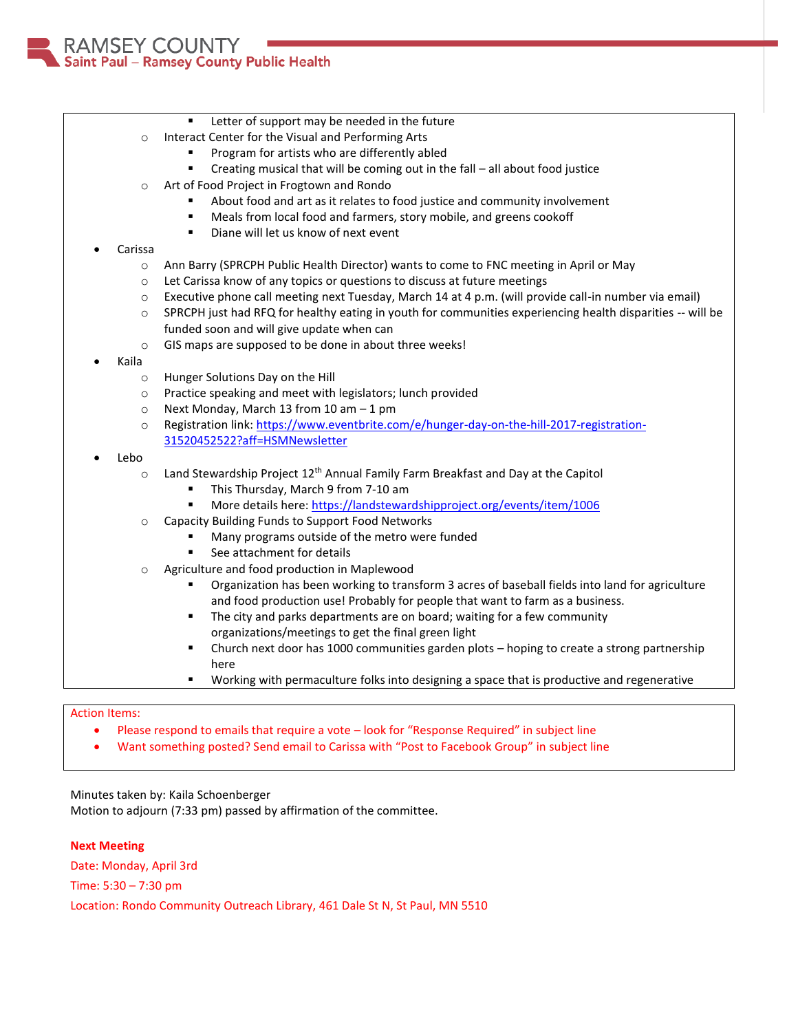- Letter of support may be needed in the future
    - Interact Center for the Visual and Performing Arts
        - Program for artists who are differently abled
        - Creating musical that will be coming out in the fall – all about food justice
    - Art of Food Project in Frogtown and Rondo
        - About food and art as it relates to food justice and community involvement
        - Meals from local food and farmers, story mobile, and greens cookoff
        - Diane will let us know of next event
- Carissa
    - Ann Barry (SPRCPH Public Health Director) wants to come to FNC meeting in April or May
    - Let Carissa know of any topics or questions to discuss at future meetings
    - Executive phone call meeting next Tuesday, March 14 at 4 p.m. (will provide call-in number via email)
    - SPRCPH just had RFQ for healthy eating in youth for communities experiencing health disparities -- will be funded soon and will give update when can
    - GIS maps are supposed to be done in about three weeks!
- Kaila
    - Hunger Solutions Day on the Hill
    - Practice speaking and meet with legislators; lunch provided
    - Next Monday, March 13 from 10 am – 1 pm
    - Registration link: https://www.eventbrite.com/e/hunger-day-on-the-hill-2017-registration-31520452522?aff=HSMNewsletter
- Lebo
    - Land Stewardship Project 12th Annual Family Farm Breakfast and Day at the Capitol
        - This Thursday, March 9 from 7-10 am
        - More details here: https://landstewardshipproject.org/events/item/1006
    - Capacity Building Funds to Support Food Networks
        - Many programs outside of the metro were funded
        - See attachment for details
    - Agriculture and food production in Maplewood
        - Organization has been working to transform 3 acres of baseball fields into land for agriculture and food production use! Probably for people that want to farm as a business.
        - The city and parks departments are on board; waiting for a few community organizations/meetings to get the final green light
        - Church next door has 1000 communities garden plots – hoping to create a strong partnership here
        - Working with permaculture folks into designing a space that is productive and regenerative

Action Items:

- Please respond to emails that require a vote – look for "Response Required" in subject line
- Want something posted? Send email to Carissa with "Post to Facebook Group" in subject line

Minutes taken by: Kaila Schoenberger
Motion to adjourn (7:33 pm) passed by affirmation of the committee.

**Next Meeting**
Date: Monday, April 3rd
Time: 5:30 – 7:30 pm
Location: Rondo Community Outreach Library, 461 Dale St N, St Paul, MN 5510